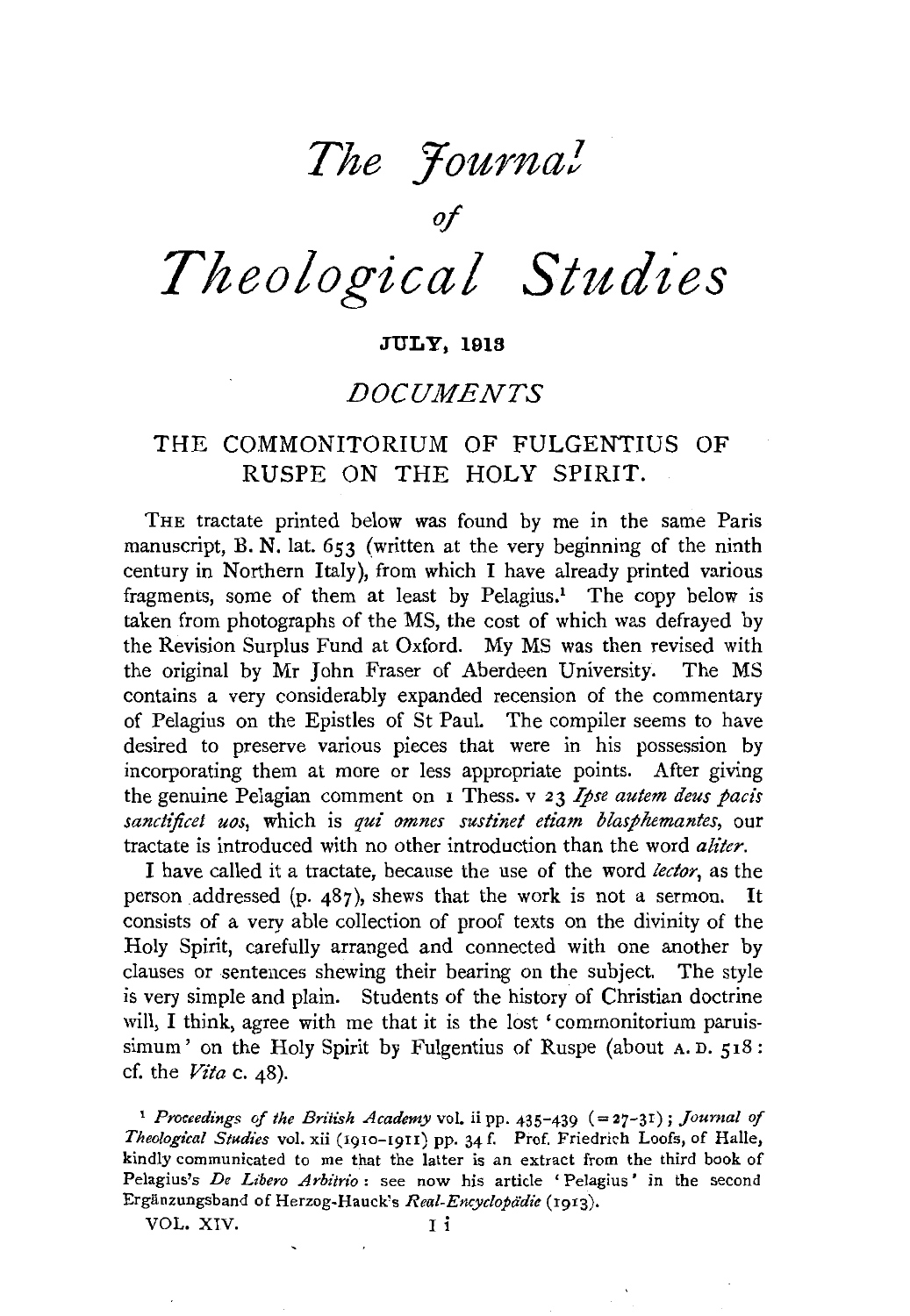# *The Journal of Theological Studies*

### JULY, 1913

## *DOCUMENTS*

## THE COMMONITORIUM OF FULGENTIUS OF RUSPE ON THE HOLY SPIRIT.

THE tractate printed below was found by me in the same Paris manuscript, B. N. lat. 653 (written at the very beginning of the ninth century in Northern Italy), from which I have already printed various fragments, some of them at least by Pelagius.[1] The copy below is taken from photographs of the MS, the cost of which was defrayed by the Revision Surplus Fund at Oxford. My MS was then revised with the original by Mr John Fraser of Aberdeen University. The MS contains a very considerably expanded recension of the commentary of Pelagius on the Epistles of St Paul. The compiler seems to have desired to preserve various pieces that were in his possession by incorporating them at more or less appropriate points. After giving the genuine Pelagian comment on 1 Thess. v 23 *Ipse autem deus pacis sanctificet uos*, which is *qui omnes sustinet etiam blasphemantes*, our tractate is introduced with no other introduction than the word *aliter*.

I have called it a tractate, because the use of the word *lector*, as the person addressed (p. 487), shews that the work is not a sermon. It consists of a very able collection of proof texts on the divinity of the Holy Spirit, carefully arranged and connected with one another by clauses or sentences shewing their bearing on the subject. The style is very simple and plain. Students of the history of Christian doctrine will, I think, agree with me that it is the lost 'commonitorium paruissimum' on the Holy Spirit by Fulgentius of Ruspe (about A. D. 518: cf. the *Vita* c. 48).

[1] *Proceedings of the British Academy* vol. ii pp. 435–439 (= 27–31); *Journal of Theological Studies* vol. xii (1910–1911) pp. 34 f. Prof. Friedrich Loofs, of Halle, kindly communicated to me that the latter is an extract from the third book of Pelagius's *De Libero Arbitrio*: see now his article 'Pelagius' in the second Ergänzungsband of Herzog-Hauck's *Real-Encyclopädie* (1913).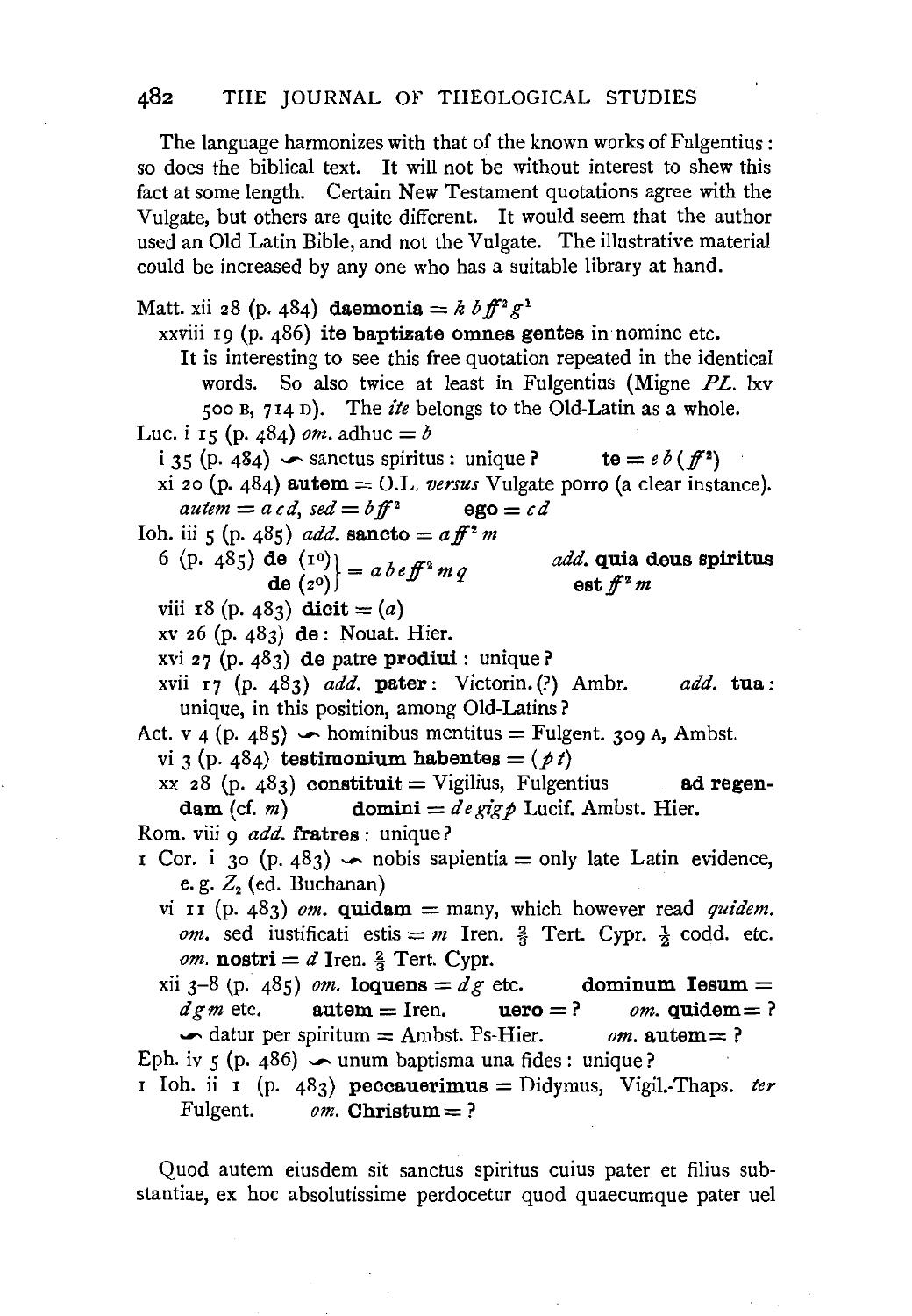The language harmonizes with that of the known works of Fulgentius: so does the biblical text. It will not be without interest to shew this fact at some length. Certain New Testament quotations agree with the Vulgate, but others are quite different. It would seem that the author used an Old Latin Bible, and not the Vulgate. The illustrative material could be increased by any one who has a suitable library at hand.

Matt. xii 28 (p. 484) **daemonia** = *k b ff*[2] *g*[1]

xxviii 19 (p. 486) **ite baptizate omnes gentes** in nomine etc.

It is interesting to see this free quotation repeated in the identical words. So also twice at least in Fulgentius (Migne *PL.* lxv 500 B, 714 D). The *ite* belongs to the Old-Latin as a whole.

Luc. i 15 (p. 484) *om.* adhuc = *b*

i 35 (p. 484) ⌒ sanctus spiritus: unique? **te** = *e b* (*ff*[2])

xi 20 (p. 484) **autem** = O.L. *versus* Vulgate porro (a clear instance). *autem* = *a c d*, *sed* = *b ff*[2] **ego** = *c d*

Ioh. iii 5 (p. 485) *add.* **sancto** = *a ff*[2] *m*

6 (p. 485) **de** (1°) } **de** (2°) } = *a b e ff*[2] *m q* *add.* **quia deus spiritus est** *ff*[2] *m*

viii 18 (p. 483) **dicit** = (*a*)

xv 26 (p. 483) **de**: Nouat. Hier.

xvi 27 (p. 483) **de** patre **prodiui**: unique?

xvii 17 (p. 483) *add.* **pater**: Victorin. (?) Ambr. *add.* **tua**: unique, in this position, among Old-Latins?

Act. v 4 (p. 485) ⌒ hominibus mentitus = Fulgent. 309 A, Ambst.

vi 3 (p. 484) **testimonium habentes** = (*p t*)

xx 28 (p. 483) **constituit** = Vigilius, Fulgentius **ad regendam** (cf. *m*) **domini** = *d e gig p* Lucif. Ambst. Hier.

Rom. viii 9 *add.* **fratres**: unique?

1 Cor. i 30 (p. 483) ⌒ nobis sapientia = only late Latin evidence, e.g. $Z_2$ (ed. Buchanan)

vi 11 (p. 483) *om.* **quidam** = many, which however read *quidem*. *om.* sed iustificati estis = *m* Iren. ⅔ Tert. Cypr. ½ codd. etc. *om.* **nostri** = *d* Iren. ⅔ Tert. Cypr.

xii 3–8 (p. 485) *om.* **loquens** = *d g* etc. **dominum Iesum** = *d g m* etc. **autem** = Iren. **uero** = ? *om.* **quidem** = ? ⌒ datur per spiritum = Ambst. Ps-Hier. *om.* **autem** = ?

Eph. iv 5 (p. 486) ⌒ unum baptisma una fides: unique?

1 Ioh. ii 1 (p. 483) **peccauerimus** = Didymus, Vigil.-Thaps. *ter* Fulgent. *om.* **Christum** = ?

Quod autem eiusdem sit sanctus spiritus cuius pater et filius substantiae, ex hoc absolutissime perdocetur quod quaecumque pater uel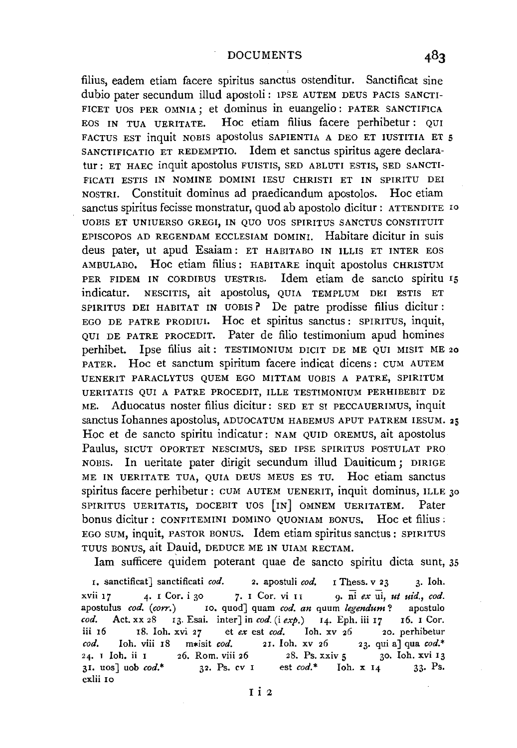filius, eadem etiam facere spiritus sanctus ostenditur. Sanctificat sine dubio pater secundum illud apostoli: IPSE AUTEM DEUS PACIS SANCTIFICET UOS PER OMNIA; et dominus in euangelio: PATER SANCTIFICA EOS IN TUA UERITATE. Hoc etiam filius facere perhibetur: QUI FACTUS EST inquit NOBIS apostolus SAPIENTIA A DEO ET IUSTITIA ET SANCTIFICATIO ET REDEMPTIO. Idem et sanctus spiritus agere declaratur: ET HAEC inquit apostolus FUISTIS, SED ABLUTI ESTIS, SED SANCTIFICATI ESTIS IN NOMINE DOMINI IESU CHRISTI ET IN SPIRITU DEI NOSTRI. Constituit dominus ad praedicandum apostolos. Hoc etiam sanctus spiritus fecisse monstratur, quod ab apostolo dicitur: ATTENDITE UOBIS ET UNIUERSO GREGI, IN QUO UOS SPIRITUS SANCTUS CONSTITUIT EPISCOPOS AD REGENDAM ECCLESIAM DOMINI. Habitare dicitur in suis deus pater, ut apud Esaiam: ET HABITABO IN ILLIS ET INTER EOS AMBULABO. Hoc etiam filius: HABITARE inquit apostolus CHRISTUM PER FIDEM IN CORDIBUS UESTRIS. Idem etiam de sancto spiritu indicatur. NESCITIS, ait apostolus, QUIA TEMPLUM DEI ESTIS ET SPIRITUS DEI HABITAT IN UOBIS? De patre prodisse filius dicitur: EGO DE PATRE PRODIUI. Hoc et spiritus sanctus: SPIRITUS, inquit, QUI DE PATRE PROCEDIT. Pater de filio testimonium apud homines perhibet. Ipse filius ait: TESTIMONIUM DICIT DE ME QUI MISIT ME PATER. Hoc et sanctum spiritum facere indicat dicens: CUM AUTEM UENERIT PARACLYTUS QUEM EGO MITTAM UOBIS A PATRE, SPIRITUM UERITATIS QUI A PATRE PROCEDIT, ILLE TESTIMONIUM PERHIBEBIT DE ME. Aduocatus noster filius dicitur: SED ET SI PECCAUERIMUS, inquit sanctus Iohannes apostolus, ADUOCATUM HABEMUS APUT PATREM IESUM. Hoc et de sancto spiritu indicatur: NAM QUID OREMUS, ait apostolus Paulus, SICUT OPORTET NESCIMUS, SED IPSE SPIRITUS POSTULAT PRO NOBIS. In ueritate pater dirigit secundum illud Dauiticum; DIRIGE ME IN UERITATE TUA, QUIA DEUS MEUS ES TU. Hoc etiam sanctus spiritus facere perhibetur: CUM AUTEM UENERIT, inquit dominus, ILLE SPIRITUS UERITATIS, DOCEBIT UOS [IN] OMNEM UERITATEM. Pater bonus dicitur: CONFITEMINI DOMINO QUONIAM BONUS. Hoc et filius: EGO SUM, inquit, PASTOR BONUS. Idem etiam spiritus sanctus: SPIRITUS TUUS BONUS, ait Dauid, DEDUCE ME IN UIAM RECTAM.

Iam sufficere quidem poterant quae de sancto spiritu dicta sunt,

1. sanctificat] sanctificati *cod.* 2. apostuli *cod.* 1 Thess. v 23 3. Ioh. xvii 17 4. 1 Cor. i 30 7. 1 Cor. vi 11 9. n̄i *ex* ūi, *ut uid.*, *cod.* apostulus *cod.* (*corr.*) 10. quod] quam *cod.* *an* quum *legendum*? apostulo *cod.* Act. xx 28 13. Esai. inter] in *cod.* (i *exp.*) 14. Eph. iii 17 16. 1 Cor. iii 16 18. Ioh. xvi 27 et *ex* est *cod.* Ioh. xv 26 20. perhibetur *cod.* Ioh. viii 18 m*isit *cod.* 21. Ioh. xv 26 23. qui a] qua *cod.** 24. 1 Ioh. ii 1 26. Rom. viii 26 28. Ps. xxiv 5 30. Ioh. xvi 13 31. uos] uob *cod.** 32. Ps. cv 1 est *cod.** Ioh. x 14 33. Ps. cxlii 10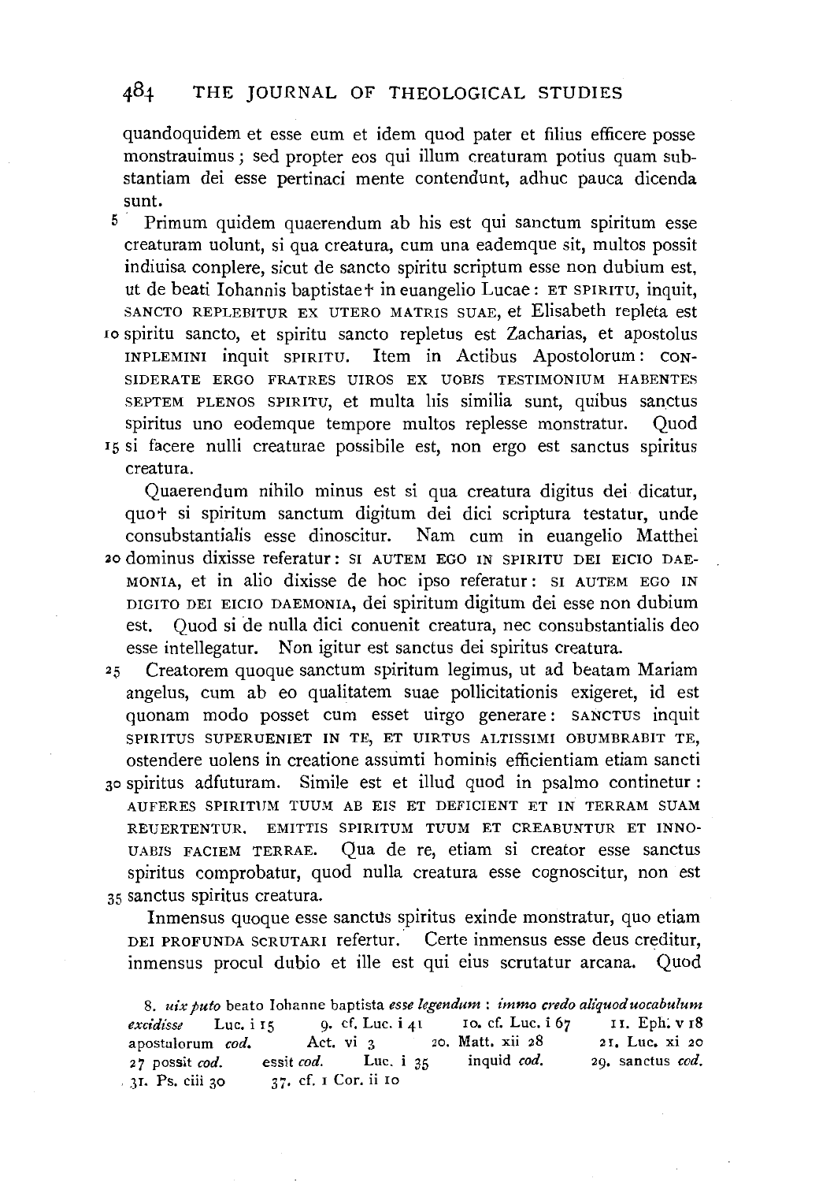quandoquidem et esse eum et idem quod pater et filius efficere posse monstrauimus; sed propter eos qui illum creaturam potius quam substantiam dei esse pertinaci mente contendunt, adhuc pauca dicenda sunt.

5 Primum quidem quaerendum ab his est qui sanctum spiritum esse creaturam uolunt, si qua creatura, cum una eademque sit, multos possit indiuisa conplere, sicut de sancto spiritu scriptum esse non dubium est, ut de beati Iohannis baptistae† in euangelio Lucae: ET SPIRITU, inquit, SANCTO REPLEBITUR EX UTERO MATRIS SUAE, et Elisabeth repleta est 10 spiritu sancto, et spiritu sancto repletus est Zacharias, et apostolus INPLEMINI inquit SPIRITU. Item in Actibus Apostolorum: CONSIDERATE ERGO FRATRES UIROS EX UOBIS TESTIMONIUM HABENTES SEPTEM PLENOS SPIRITU, et multa his similia sunt, quibus sanctus spiritus uno eodemque tempore multos replesse monstratur. Quod 15 si facere nulli creaturae possibile est, non ergo est sanctus spiritus creatura.

Quaerendum nihilo minus est si qua creatura digitus dei dicatur, quo† si spiritum sanctum digitum dei dici scriptura testatur, unde consubstantialis esse dinoscitur. Nam cum in euangelio Matthei 20 dominus dixisse referatur: SI AUTEM EGO IN SPIRITU DEI EICIO DAEMONIA, et in alio dixisse de hoc ipso referatur: SI AUTEM EGO IN DIGITO DEI EICIO DAEMONIA, dei spiritum digitum dei esse non dubium est. Quod si de nulla dici conuenit creatura, nec consubstantialis deo esse intellegatur. Non igitur est sanctus dei spiritus creatura.

25 Creatorem quoque sanctum spiritum legimus, ut ad beatam Mariam angelus, cum ab eo qualitatem suae pollicitationis exigeret, id est quonam modo posset cum esset uirgo generare: SANCTUS inquit SPIRITUS SUPERUENIET IN TE, ET UIRTUS ALTISSIMI OBUMBRABIT TE, ostendere uolens in creatione assumti hominis efficientiam etiam sancti 30 spiritus adfuturam. Simile est et illud quod in psalmo continetur: AUFERES SPIRITUM TUUM AB EIS ET DEFICIENT ET IN TERRAM SUAM REUERTENTUR. EMITTIS SPIRITUM TUUM ET CREABUNTUR ET INNOUABIS FACIEM TERRAE. Qua de re, etiam si creator esse sanctus spiritus comprobatur, quod nulla creatura esse cognoscitur, non est 35 sanctus spiritus creatura.

Inmensus quoque esse sanctus spiritus exinde monstratur, quo etiam DEI PROFUNDA SCRUTARI refertur. Certe inmensus esse deus creditur, inmensus procul dubio et ille est qui eius scrutatur arcana. Quod

8. *uix puto* beato Iohanne baptista *esse legendum* : *immo credo aliquod uocabulum excidisse* Luc. i 15 9. cf. Luc. i 41 10. cf. Luc. i 67 11. Eph. v 18 apostulorum *cod.* Act. vi 3 20. Matt. xii 28 21. Luc. xi 20 27 possit *cod.* essit *cod.* Luc. i 35 inquid *cod.* 29. sanctus *cod.* 31. Ps. ciii 30 37. cf. 1 Cor. ii 10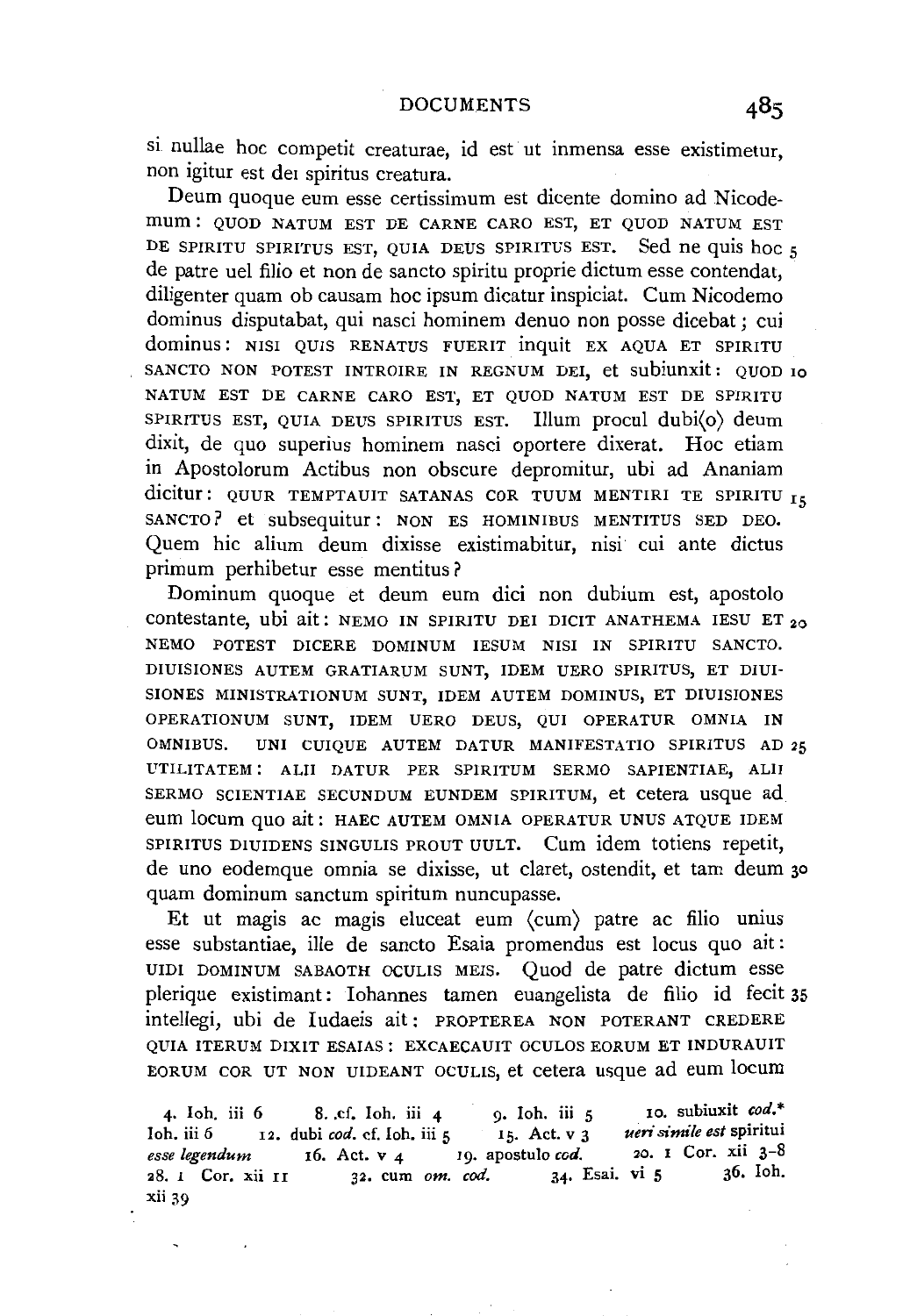si nullae hoc competit creaturae, id est ut inmensa esse existimetur, non igitur est dei spiritus creatura.

Deum quoque eum esse certissimum est dicente domino ad Nicodemum: QUOD NATUM EST DE CARNE CARO EST, ET QUOD NATUM EST DE SPIRITU SPIRITUS EST, QUIA DEUS SPIRITUS EST. Sed ne quis hoc de patre uel filio et non de sancto spiritu proprie dictum esse contendat, diligenter quam ob causam hoc ipsum dicatur inspiciat. Cum Nicodemo dominus disputabat, qui nasci hominem denuo non posse dicebat; cui dominus: NISI QUIS RENATUS FUERIT inquit EX AQUA ET SPIRITU SANCTO NON POTEST INTROIRE IN REGNUM DEI, et subiunxit: QUOD NATUM EST DE CARNE CARO EST, ET QUOD NATUM EST DE SPIRITU SPIRITUS EST, QUIA DEUS SPIRITUS EST. Illum procul dubi⟨o⟩ deum dixit, de quo superius hominem nasci oportere dixerat. Hoc etiam in Apostolorum Actibus non obscure depromitur, ubi ad Ananiam dicitur: QUUR TEMPTAUIT SATANAS COR TUUM MENTIRI TE SPIRITU SANCTO? et subsequitur: NON ES HOMINIBUS MENTITUS SED DEO. Quem hic alium deum dixisse existimabitur, nisi cui ante dictus primum perhibetur esse mentitus?

Dominum quoque et deum eum dici non dubium est, apostolo contestante, ubi ait: NEMO IN SPIRITU DEI DICIT ANATHEMA IESU ET NEMO POTEST DICERE DOMINUM IESUM NISI IN SPIRITU SANCTO. DIUISIONES AUTEM GRATIARUM SUNT, IDEM UERO SPIRITUS, ET DIUISIONES MINISTRATIONUM SUNT, IDEM AUTEM DOMINUS, ET DIUISIONES OPERATIONUM SUNT, IDEM UERO DEUS, QUI OPERATUR OMNIA IN OMNIBUS. UNI CUIQUE AUTEM DATUR MANIFESTATIO SPIRITUS AD UTILITATEM: ALII DATUR PER SPIRITUM SERMO SAPIENTIAE, ALII SERMO SCIENTIAE SECUNDUM EUNDEM SPIRITUM, et cetera usque ad eum locum quo ait: HAEC AUTEM OMNIA OPERATUR UNUS ATQUE IDEM SPIRITUS DIUIDENS SINGULIS PROUT UULT. Cum idem totiens repetit, de uno eodemque omnia se dixisse, ut claret, ostendit, et tam deum quam dominum sanctum spiritum nuncupasse.

Et ut magis ac magis eluceat eum ⟨cum⟩ patre ac filio unius esse substantiae, ille de sancto Esaia promendus est locus quo ait: UIDI DOMINUM SABAOTH OCULIS MEIS. Quod de patre dictum esse plerique existimant: Iohannes tamen euangelista de filio id fecit intellegi, ubi de Iudaeis ait: PROPTEREA NON POTERANT CREDERE QUIA ITERUM DIXIT ESAIAS: EXCAECAUIT OCULOS EORUM ET INDURAUIT EORUM COR UT NON UIDEANT OCULIS, et cetera usque ad eum locum

4. Ioh. iii 6 8. cf. Ioh. iii 4 9. Ioh. iii 5 10. subiuxit *cod.** Ioh. iii 6 12. dubi *cod.* cf. Ioh. iii 5 15. Act. v 3 *ueri simile est* spiritui *esse legendum* 16. Act. v 4 19. apostulo *cod.* 20. 1 Cor. xii 3–8 28. 1 Cor. xii 11 32. cum *om. cod.* 34. Esai. vi 5 36. Ioh. xii 39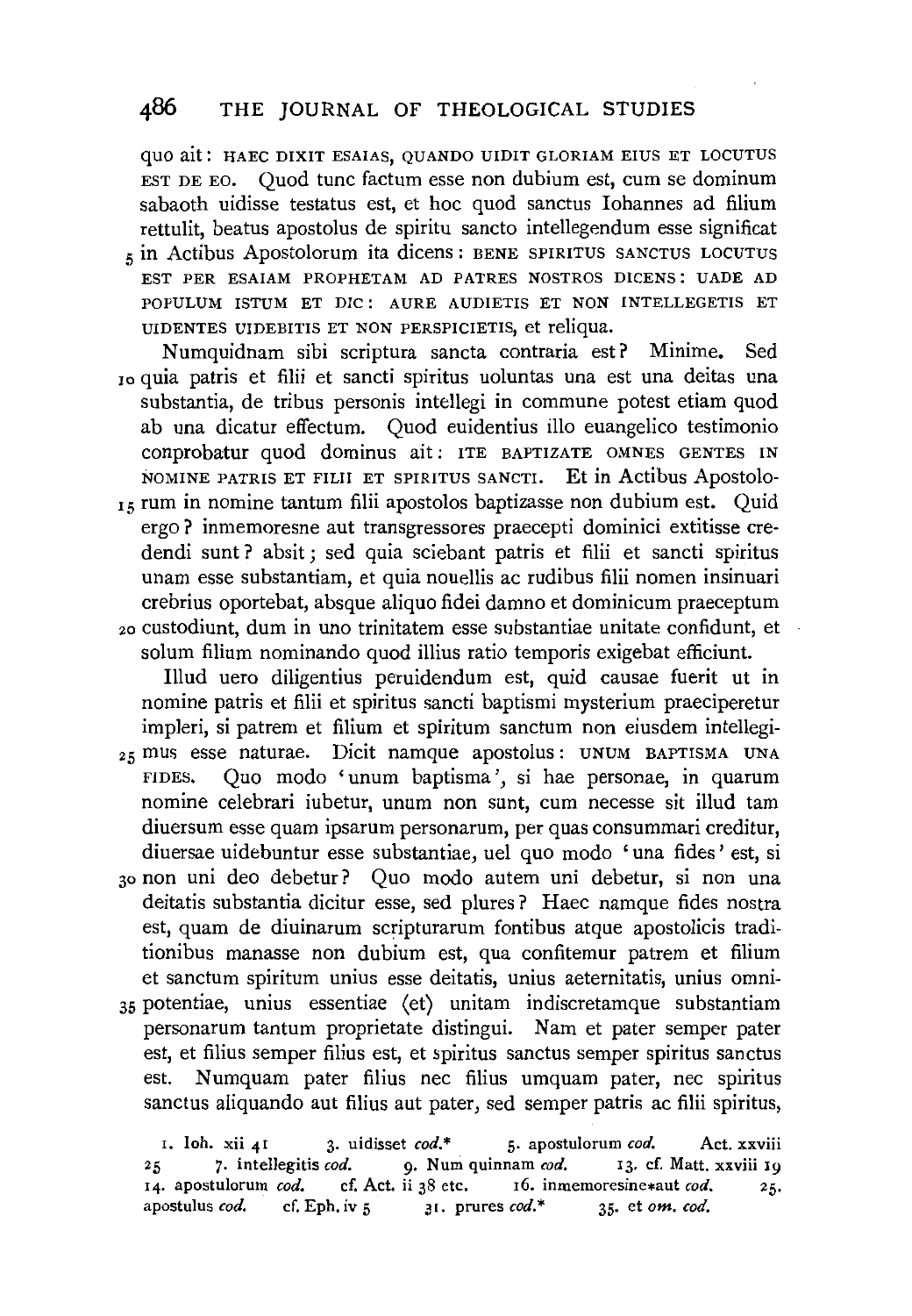quo ait: HAEC DIXIT ESAIAS, QUANDO UIDIT GLORIAM EIUS ET LOCUTUS EST DE EO. Quod tunc factum esse non dubium est, cum se dominum sabaoth uidisse testatus est, et hoc quod sanctus Iohannes ad filium rettulit, beatus apostolus de spiritu sancto intellegendum esse significat in Actibus Apostolorum ita dicens: BENE SPIRITUS SANCTUS LOCUTUS EST PER ESAIAM PROPHETAM AD PATRES NOSTROS DICENS: UADE AD POPULUM ISTUM ET DIC: AURE AUDIETIS ET NON INTELLEGETIS ET UIDENTES UIDEBITIS ET NON PERSPICIETIS, et reliqua.

Numquidnam sibi scriptura sancta contraria est? Minime. Sed quia patris et filii et sancti spiritus uoluntas una est una deitas una substantia, de tribus personis intellegi in commune potest etiam quod ab una dicatur effectum. Quod euidentius illo euangelico testimonio conprobatur quod dominus ait: ITE BAPTIZATE OMNES GENTES IN NOMINE PATRIS ET FILII ET SPIRITUS SANCTI. Et in Actibus Apostolorum in nomine tantum filii apostolos baptizasse non dubium est. Quid ergo? inmemoresne aut transgressores praecepti dominici extitisse credendi sunt? absit; sed quia sciebant patris et filii et sancti spiritus unam esse substantiam, et quia nouellis ac rudibus filii nomen insinuari crebrius oportebat, absque aliquo fidei damno et dominicum praeceptum custodiunt, dum in uno trinitatem esse substantiae unitate confidunt, et solum filium nominando quod illius ratio temporis exigebat efficiunt.

Illud uero diligentius peruidendum est, quid causae fuerit ut in nomine patris et filii et spiritus sancti baptismi mysterium praeciperetur impleri, si patrem et filium et spiritum sanctum non eiusdem intellegimus esse naturae. Dicit namque apostolus: UNUM BAPTISMA UNA FIDES. Quo modo 'unum baptisma', si hae personae, in quarum nomine celebrari iubetur, unum non sunt, cum necesse sit illud tam diuersum esse quam ipsarum personarum, per quas consummari creditur, diuersae uidebuntur esse substantiae, uel quo modo 'una fides' est, si non uni deo debetur? Quo modo autem uni debetur, si non una deitatis substantia dicitur esse, sed plures? Haec namque fides nostra est, quam de diuinarum scripturarum fontibus atque apostolicis traditionibus manasse non dubium est, qua confitemur patrem et filium et sanctum spiritum unius esse deitatis, unius aeternitatis, unius omnipotentiae, unius essentiae ⟨et⟩ unitam indiscretamque substantiam personarum tantum proprietate distingui. Nam et pater semper pater est, et filius semper filius est, et spiritus sanctus semper spiritus sanctus est. Numquam pater filius nec filius umquam pater, nec spiritus sanctus aliquando aut filius aut pater, sed semper patris ac filii spiritus,

1. Ioh. xii 41 3. uidisset *cod.*\* 5. apostulorum *cod.* Act. xxviii 25 7. intellegitis *cod.* 9. Num quinnam *cod.* 13. cf. Matt. xxviii 19 14. apostulorum *cod.* cf. Act. ii 38 etc. 16. inmemoresine\*aut *cod.* 25. apostulus *cod.* cf. Eph. iv 5 31. prures *cod.*\* 35. et *om. cod.*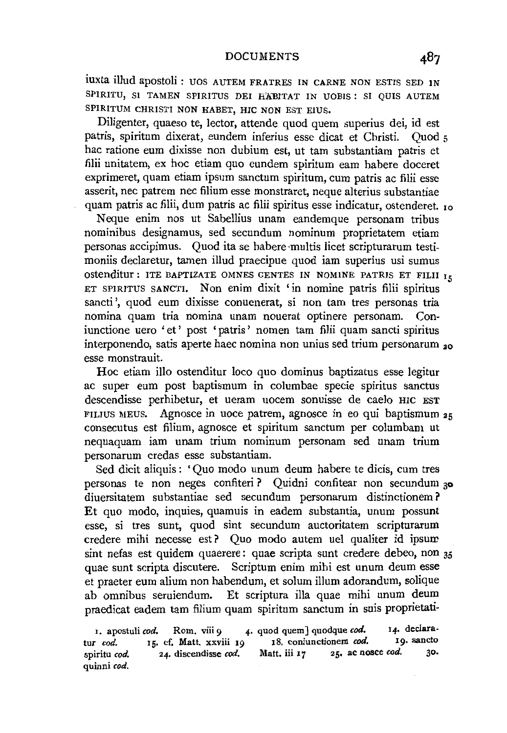iuxta illud apostoli : UOS AUTEM FRATRES IN CARNE NON ESTIS SED IN SPIRITU, SI TAMEN SPIRITUS DEI HABITAT IN UOBIS : SI QUIS AUTEM SPIRITUM CHRISTI NON HABET, HIC NON EST EIUS.

Diligenter, quaeso te, lector, attende quod quem superius dei, id est patris, spiritum dixerat, eundem inferius esse dicat et Christi. Quod 5 hac ratione eum dixisse non dubium est, ut tam substantiam patris et filii unitatem, ex hoc etiam quo eundem spiritum eam habere doceret exprimeret, quam etiam ipsum sanctum spiritum, cum patris ac filii esse asserit, nec patrem nec filium esse monstraret, neque alterius substantiae quam patris ac filii, dum patris ac filii spiritus esse indicatur, ostenderet. 10

Neque enim nos ut Sabellius unam eandemque personam tribus nominibus designamus, sed secundum nominum proprietatem etiam personas accipimus. Quod ita se habere multis licet scripturarum testimoniis declaretur, tamen illud praecipue quod iam superius usi sumus ostenditur : ITE BAPTIZATE OMNES GENTES IN NOMINE PATRIS ET FILII 15 ET SPIRITUS SANCTI. Non enim dixit 'in nomine patris filii spiritus sancti', quod eum dixisse conuenerat, si non tam tres personas tria nomina quam tria nomina unam nouerat optinere personam. Coniunctione uero 'et' post 'patris' nomen tam filii quam sancti spiritus interponendo, satis aperte haec nomina non unius sed trium personarum 20 esse monstrauit.

Hoc etiam illo ostenditur loco quo dominus baptizatus esse legitur ac super eum post baptismum in columbae specie spiritus sanctus descendisse perhibetur, et ueram uocem sonuisse de caelo HIC EST FILIUS MEUS. Agnosce in uoce patrem, agnosce in eo qui baptismum 25 consecutus est filium, agnosce et spiritum sanctum per columbam ut nequaquam iam unam trium nominum personam sed unam trium personarum credas esse substantiam.

Sed dicit aliquis : 'Quo modo unum deum habere te dicis, cum tres personas te non neges confiteri ? Quidni confitear non secundum 30 diuersitatem substantiae sed secundum personarum distinctionem ? Et quo modo, inquies, quamuis in eadem substantia, unum possunt esse, si tres sunt, quod sint secundum auctoritatem scripturarum credere mihi necesse est ? Quo modo autem uel qualiter id ipsum sint nefas est quidem quaerere : quae scripta sunt credere debeo, non 35 quae sunt scripta discutere. Scriptum enim mihi est unum deum esse et praeter eum alium non habendum, et solum illum adorandum, solique ab omnibus seruiendum. Et scriptura illa quae mihi unum deum praedicat eadem tam filium quam spiritum sanctum in suis proprietati-

1. apostuli *cod.* Rom. viii 9 4. quod quem] quodque *cod.* 14. declaratur *cod.* 15. cf. Matt. xxviii 19 18. coniunctionem *cod.* 19. sancto spiritu *cod.* 24. discendisse *cod.* Matt. iii 17 25. ac nosce *cod.* 30. quinni *cod.*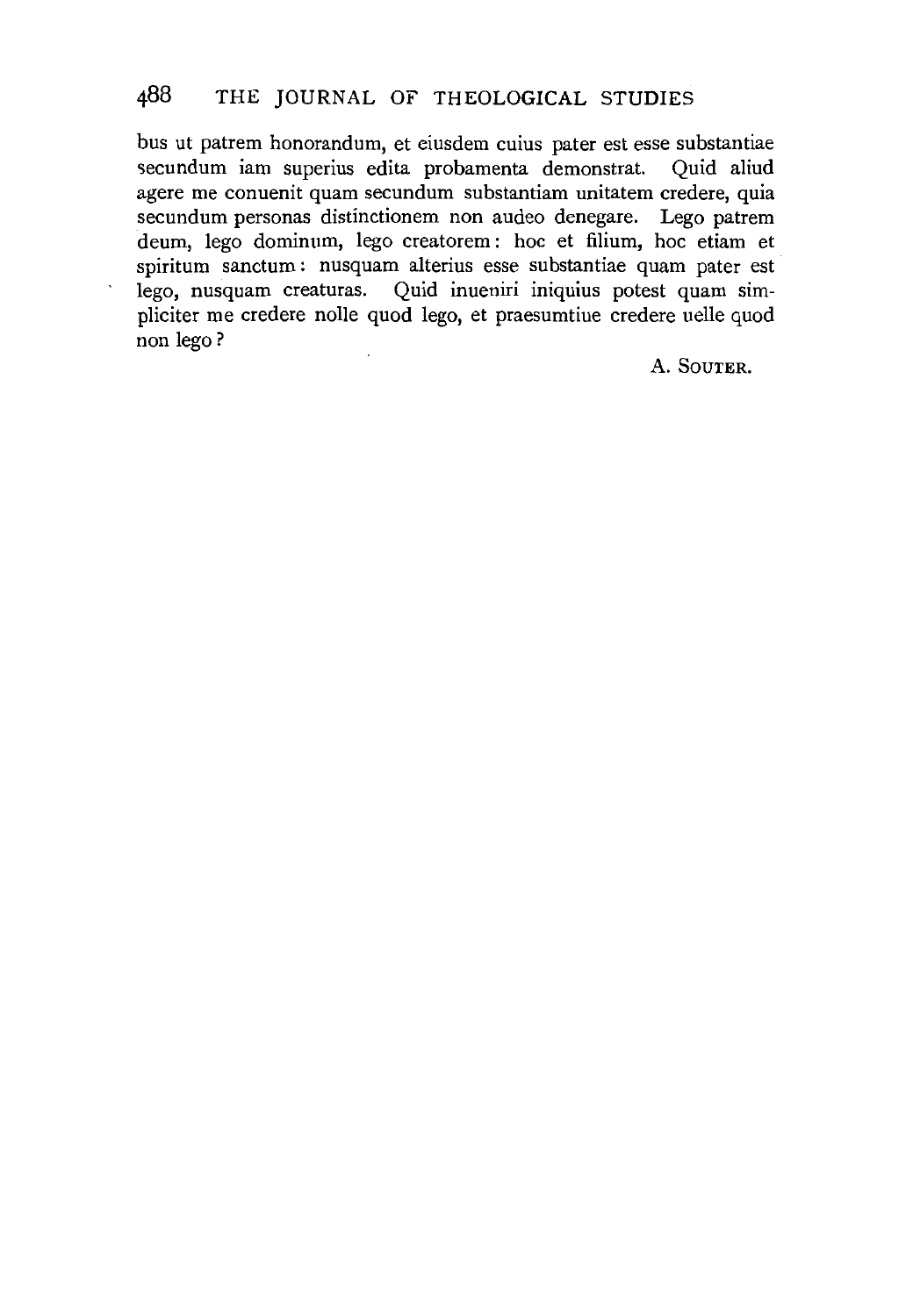bus ut patrem honorandum, et eiusdem cuius pater est esse substantiae secundum iam superius edita probamenta demonstrat. Quid aliud agere me conuenit quam secundum substantiam unitatem credere, quia secundum personas distinctionem non audeo denegare. Lego patrem deum, lego dominum, lego creatorem: hoc et filium, hoc etiam et spiritum sanctum: nusquam alterius esse substantiae quam pater est lego, nusquam creaturas. Quid inueniri iniquius potest quam simpliciter me credere nolle quod lego, et praesumtiue credere uelle quod non lego?

A. Souter.